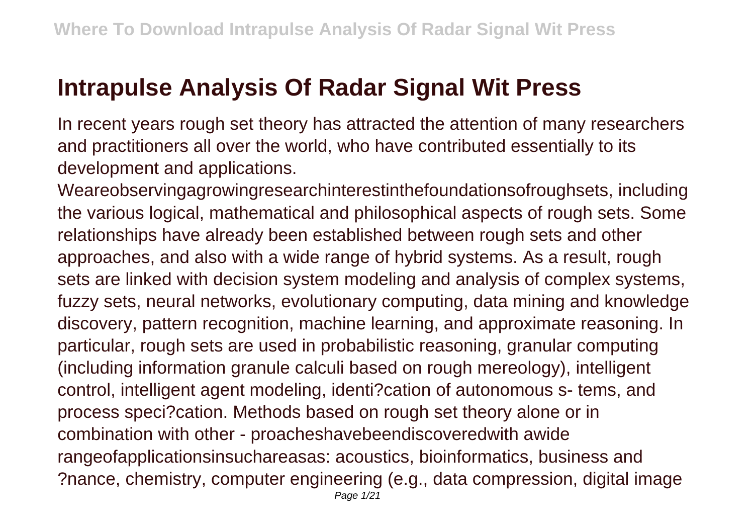# Intrapulse Analysis Of Radar Signal Wit Press

In recent years rough set theory has attracted the attention of many researchers and practitioners all over the world, who have contributed essentially to its development and applications. Weareobservingagrowingresearchinterestinthefoundationsofroughsets, including the various logical, mathematical and philosophical aspects of rough sets. Some relationships have already been established between rough sets and other approaches, and also with a wide range of hybrid systems. As a result, rough sets are linked with decision system modeling and analysis of complex systems, fuzzy sets, neural networks, evolutionary computing, data mining and knowledge discovery, pattern recognition, machine learning, and approximate reasoning. In particular, rough sets are used in probabilistic reasoning, granular computing (including information granule calculi based on rough mereology), intelligent control, intelligent agent modeling, identi?cation of autonomous s- tems, and process speci?cation. Methods based on rough set theory alone or in combination with other - proacheshavebeendiscoveredwith awide rangeofapplicationsinsuchareasas: acoustics, bioinformatics, business and ?nance, chemistry, computer engineering (e.g., data compression, digital image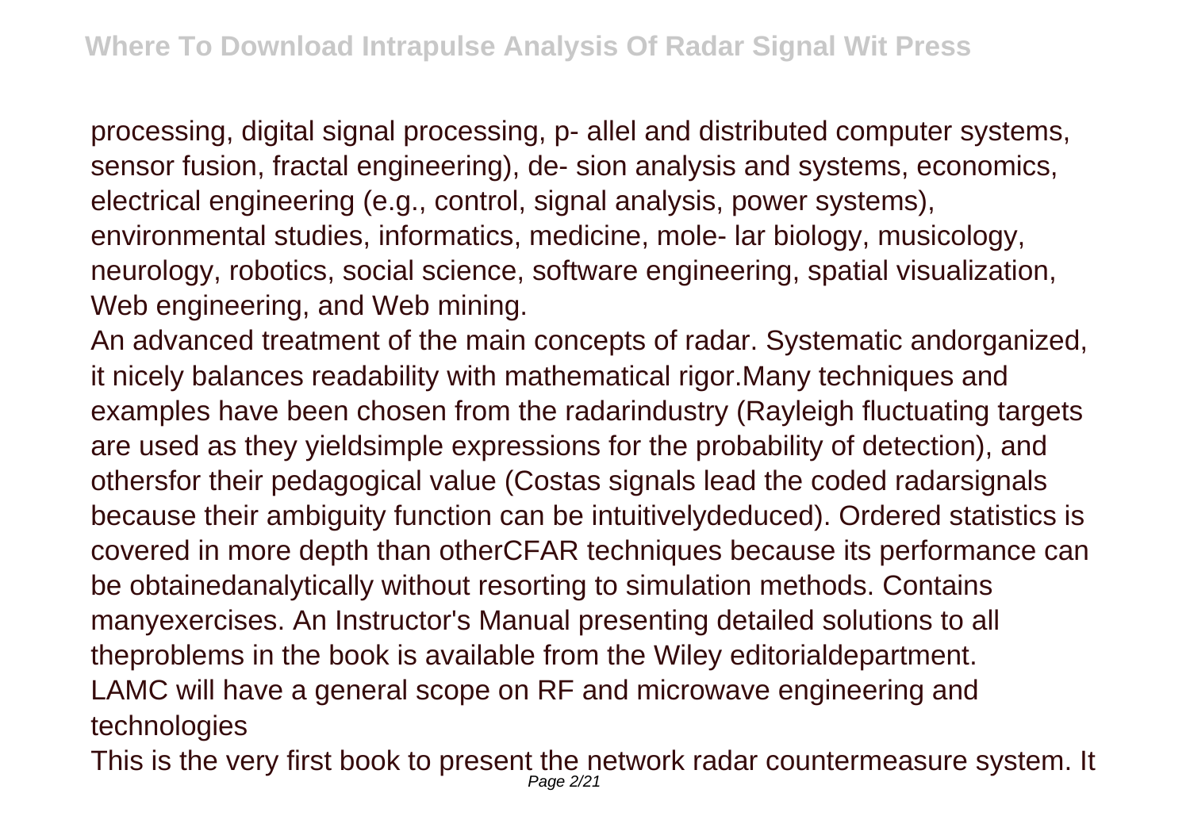processing, digital signal processing, p- allel and distributed computer systems, sensor fusion, fractal engineering), de- sion analysis and systems, economics, electrical engineering (e.g., control, signal analysis, power systems), environmental studies, informatics, medicine, mole- lar biology, musicology, neurology, robotics, social science, software engineering, spatial visualization, Web engineering, and Web mining.

An advanced treatment of the main concepts of radar. Systematic andorganized, it nicely balances readability with mathematical rigor.Many techniques and examples have been chosen from the radarindustry (Rayleigh fluctuating targets are used as they yieldsimple expressions for the probability of detection), and othersfor their pedagogical value (Costas signals lead the coded radarsignals because their ambiguity function can be intuitivelydeduced). Ordered statistics is covered in more depth than otherCFAR techniques because its performance can be obtainedanalytically without resorting to simulation methods. Contains manyexercises. An Instructor's Manual presenting detailed solutions to all theproblems in the book is available from the Wiley editorialdepartment.

LAMC will have a general scope on RF and microwave engineering and technologies

This is the very first book to present the network radar countermeasure system. It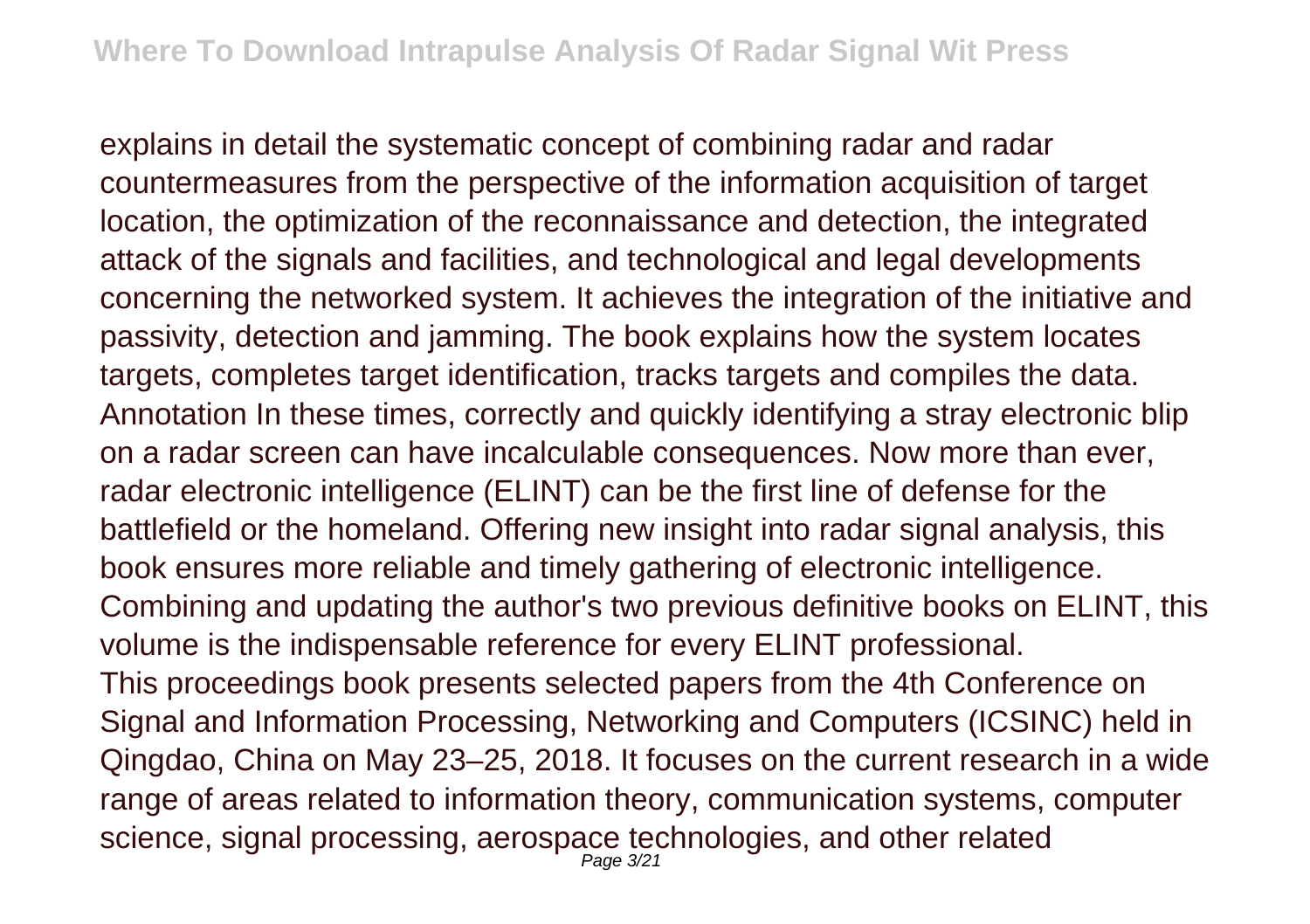explains in detail the systematic concept of combining radar and radar countermeasures from the perspective of the information acquisition of target location, the optimization of the reconnaissance and detection, the integrated attack of the signals and facilities, and technological and legal developments concerning the networked system. It achieves the integration of the initiative and passivity, detection and jamming. The book explains how the system locates targets, completes target identification, tracks targets and compiles the data.

Annotation In these times, correctly and quickly identifying a stray electronic blip on a radar screen can have incalculable consequences. Now more than ever, radar electronic intelligence (ELINT) can be the first line of defense for the battlefield or the homeland. Offering new insight into radar signal analysis, this book ensures more reliable and timely gathering of electronic intelligence. Combining and updating the author's two previous definitive books on ELINT, this volume is the indispensable reference for every ELINT professional.

This proceedings book presents selected papers from the 4th Conference on Signal and Information Processing, Networking and Computers (ICSINC) held in Qingdao, China on May 23–25, 2018. It focuses on the current research in a wide range of areas related to information theory, communication systems, computer science, signal processing, aerospace technologies, and other related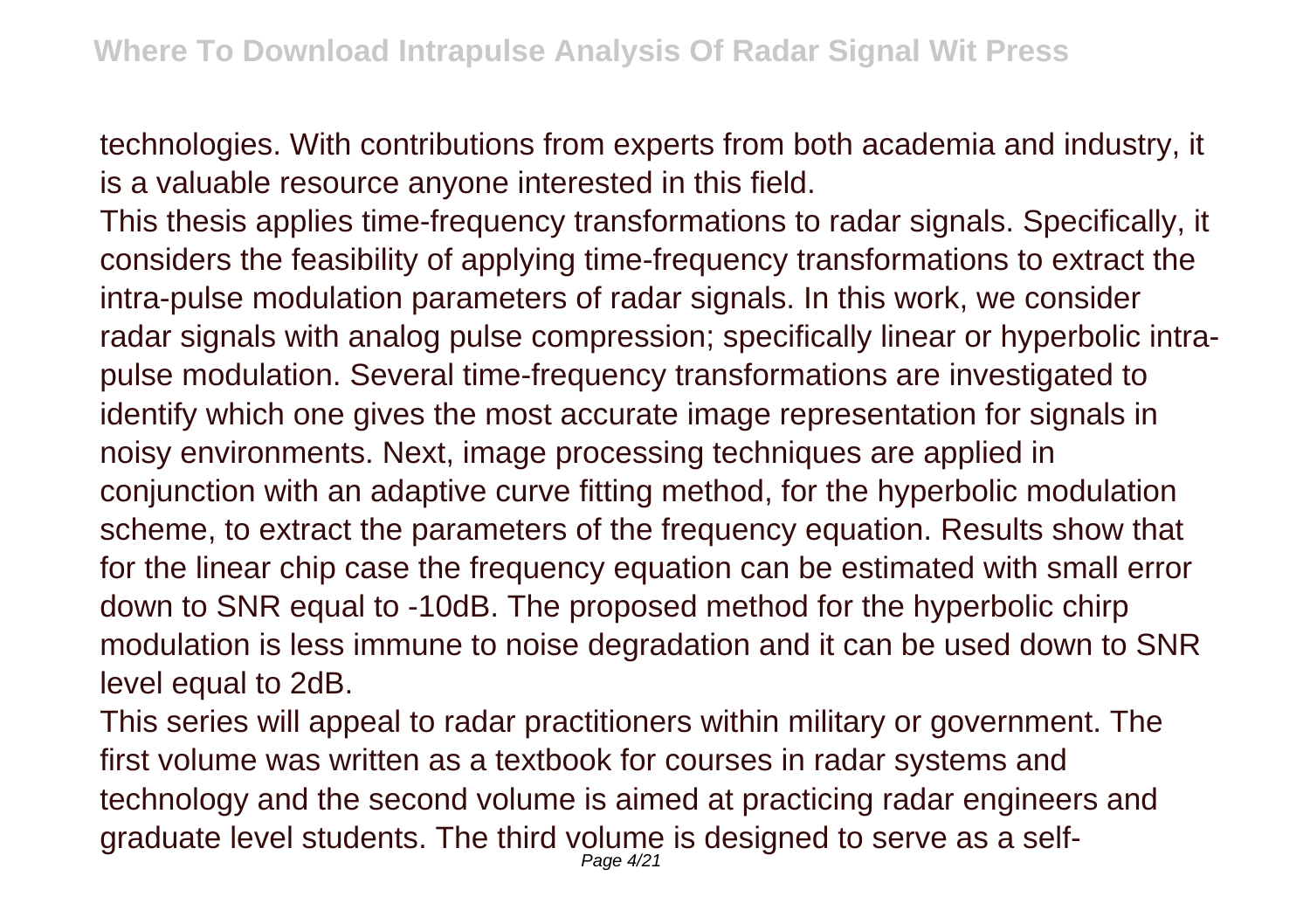technologies. With contributions from experts from both academia and industry, it is a valuable resource anyone interested in this field.

This thesis applies time-frequency transformations to radar signals. Specifically, it considers the feasibility of applying time-frequency transformations to extract the intra-pulse modulation parameters of radar signals. In this work, we consider radar signals with analog pulse compression; specifically linear or hyperbolic intra-pulse modulation. Several time-frequency transformations are investigated to identify which one gives the most accurate image representation for signals in noisy environments. Next, image processing techniques are applied in conjunction with an adaptive curve fitting method, for the hyperbolic modulation scheme, to extract the parameters of the frequency equation. Results show that for the linear chip case the frequency equation can be estimated with small error down to SNR equal to -10dB. The proposed method for the hyperbolic chirp modulation is less immune to noise degradation and it can be used down to SNR level equal to 2dB.

This series will appeal to radar practitioners within military or government. The first volume was written as a textbook for courses in radar systems and technology and the second volume is aimed at practicing radar engineers and graduate level students. The third volume is designed to serve as a self-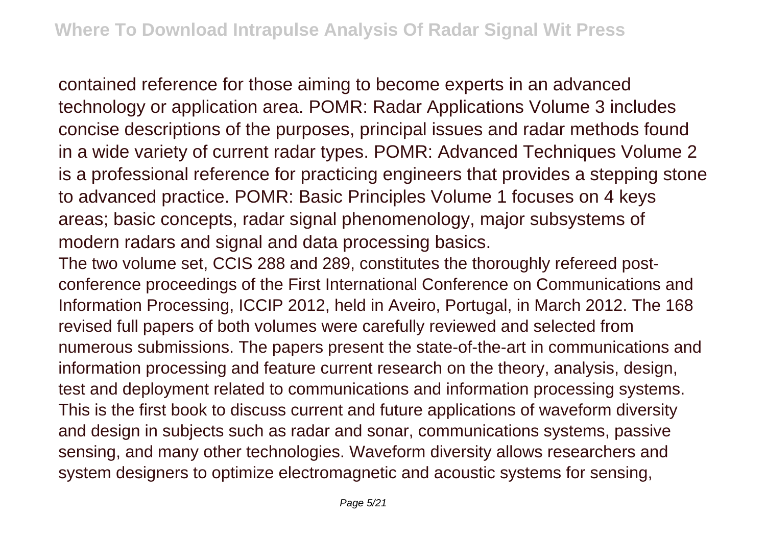contained reference for those aiming to become experts in an advanced technology or application area. POMR: Radar Applications Volume 3 includes concise descriptions of the purposes, principal issues and radar methods found in a wide variety of current radar types. POMR: Advanced Techniques Volume 2 is a professional reference for practicing engineers that provides a stepping stone to advanced practice. POMR: Basic Principles Volume 1 focuses on 4 keys areas; basic concepts, radar signal phenomenology, major subsystems of modern radars and signal and data processing basics.

The two volume set, CCIS 288 and 289, constitutes the thoroughly refereed post-conference proceedings of the First International Conference on Communications and Information Processing, ICCIP 2012, held in Aveiro, Portugal, in March 2012. The 168 revised full papers of both volumes were carefully reviewed and selected from numerous submissions. The papers present the state-of-the-art in communications and information processing and feature current research on the theory, analysis, design, test and deployment related to communications and information processing systems.

This is the first book to discuss current and future applications of waveform diversity and design in subjects such as radar and sonar, communications systems, passive sensing, and many other technologies. Waveform diversity allows researchers and system designers to optimize electromagnetic and acoustic systems for sensing,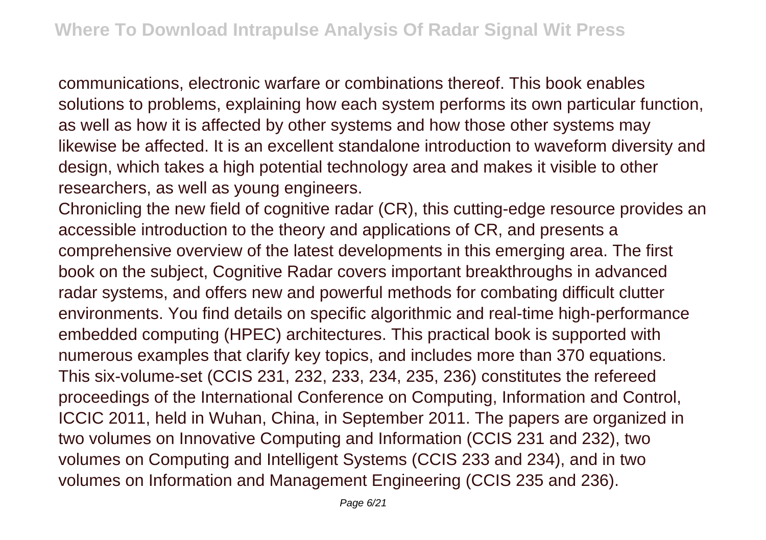communications, electronic warfare or combinations thereof. This book enables solutions to problems, explaining how each system performs its own particular function, as well as how it is affected by other systems and how those other systems may likewise be affected. It is an excellent standalone introduction to waveform diversity and design, which takes a high potential technology area and makes it visible to other researchers, as well as young engineers.

Chronicling the new field of cognitive radar (CR), this cutting-edge resource provides an accessible introduction to the theory and applications of CR, and presents a comprehensive overview of the latest developments in this emerging area. The first book on the subject, Cognitive Radar covers important breakthroughs in advanced radar systems, and offers new and powerful methods for combating difficult clutter environments. You find details on specific algorithmic and real-time high-performance embedded computing (HPEC) architectures. This practical book is supported with numerous examples that clarify key topics, and includes more than 370 equations.

This six-volume-set (CCIS 231, 232, 233, 234, 235, 236) constitutes the refereed proceedings of the International Conference on Computing, Information and Control, ICCIC 2011, held in Wuhan, China, in September 2011. The papers are organized in two volumes on Innovative Computing and Information (CCIS 231 and 232), two volumes on Computing and Intelligent Systems (CCIS 233 and 234), and in two volumes on Information and Management Engineering (CCIS 235 and 236).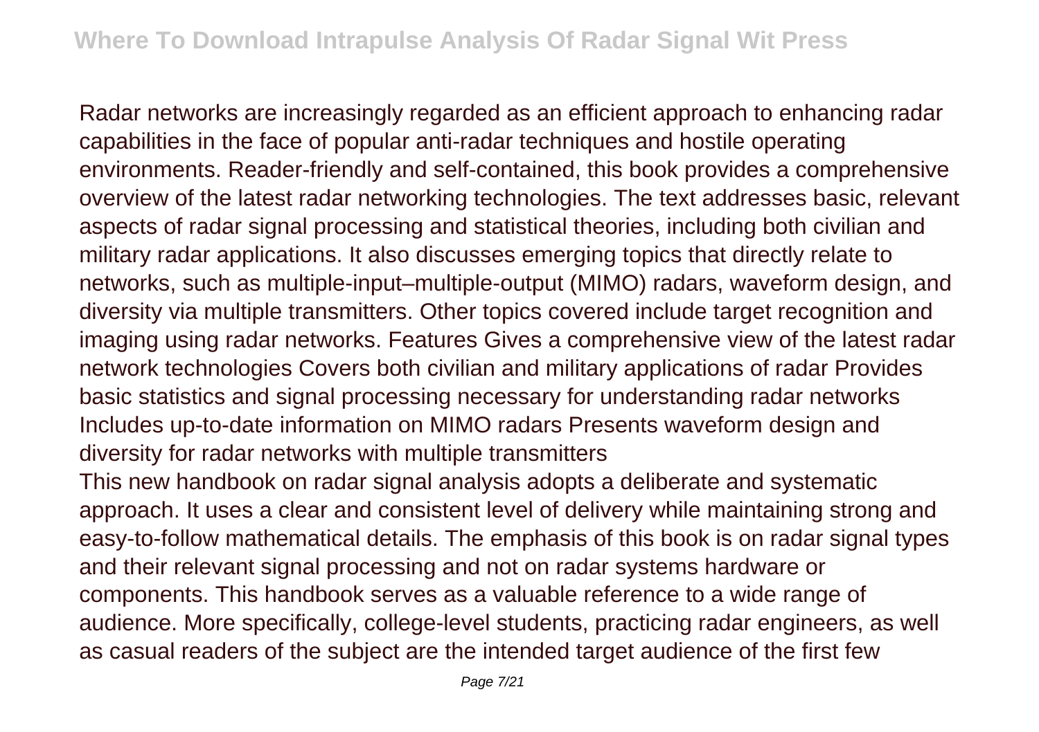Radar networks are increasingly regarded as an efficient approach to enhancing radar capabilities in the face of popular anti-radar techniques and hostile operating environments. Reader-friendly and self-contained, this book provides a comprehensive overview of the latest radar networking technologies. The text addresses basic, relevant aspects of radar signal processing and statistical theories, including both civilian and military radar applications. It also discusses emerging topics that directly relate to networks, such as multiple-input–multiple-output (MIMO) radars, waveform design, and diversity via multiple transmitters. Other topics covered include target recognition and imaging using radar networks. Features Gives a comprehensive view of the latest radar network technologies Covers both civilian and military applications of radar Provides basic statistics and signal processing necessary for understanding radar networks Includes up-to-date information on MIMO radars Presents waveform design and diversity for radar networks with multiple transmitters

This new handbook on radar signal analysis adopts a deliberate and systematic approach. It uses a clear and consistent level of delivery while maintaining strong and easy-to-follow mathematical details. The emphasis of this book is on radar signal types and their relevant signal processing and not on radar systems hardware or components. This handbook serves as a valuable reference to a wide range of audience. More specifically, college-level students, practicing radar engineers, as well as casual readers of the subject are the intended target audience of the first few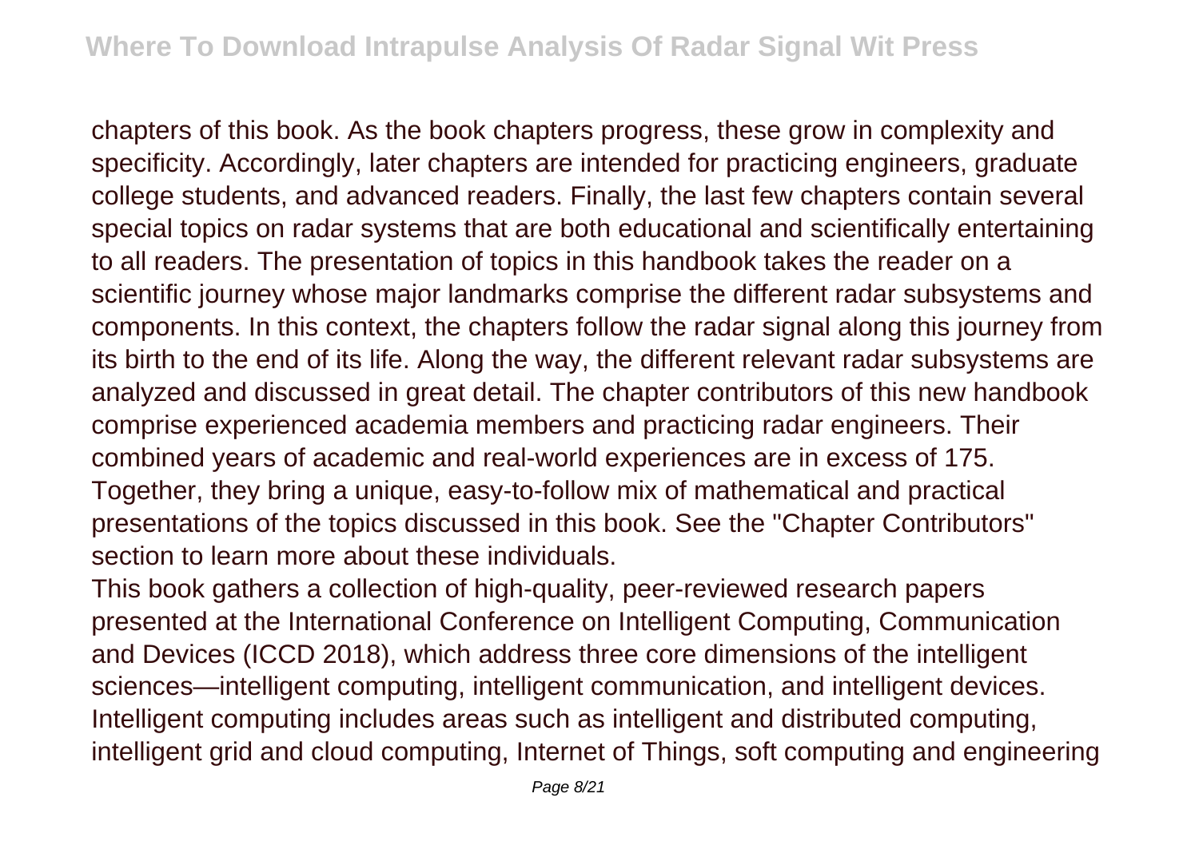chapters of this book. As the book chapters progress, these grow in complexity and specificity. Accordingly, later chapters are intended for practicing engineers, graduate college students, and advanced readers. Finally, the last few chapters contain several special topics on radar systems that are both educational and scientifically entertaining to all readers. The presentation of topics in this handbook takes the reader on a scientific journey whose major landmarks comprise the different radar subsystems and components. In this context, the chapters follow the radar signal along this journey from its birth to the end of its life. Along the way, the different relevant radar subsystems are analyzed and discussed in great detail. The chapter contributors of this new handbook comprise experienced academia members and practicing radar engineers. Their combined years of academic and real-world experiences are in excess of 175. Together, they bring a unique, easy-to-follow mix of mathematical and practical presentations of the topics discussed in this book. See the "Chapter Contributors" section to learn more about these individuals.

This book gathers a collection of high-quality, peer-reviewed research papers presented at the International Conference on Intelligent Computing, Communication and Devices (ICCD 2018), which address three core dimensions of the intelligent sciences—intelligent computing, intelligent communication, and intelligent devices. Intelligent computing includes areas such as intelligent and distributed computing, intelligent grid and cloud computing, Internet of Things, soft computing and engineering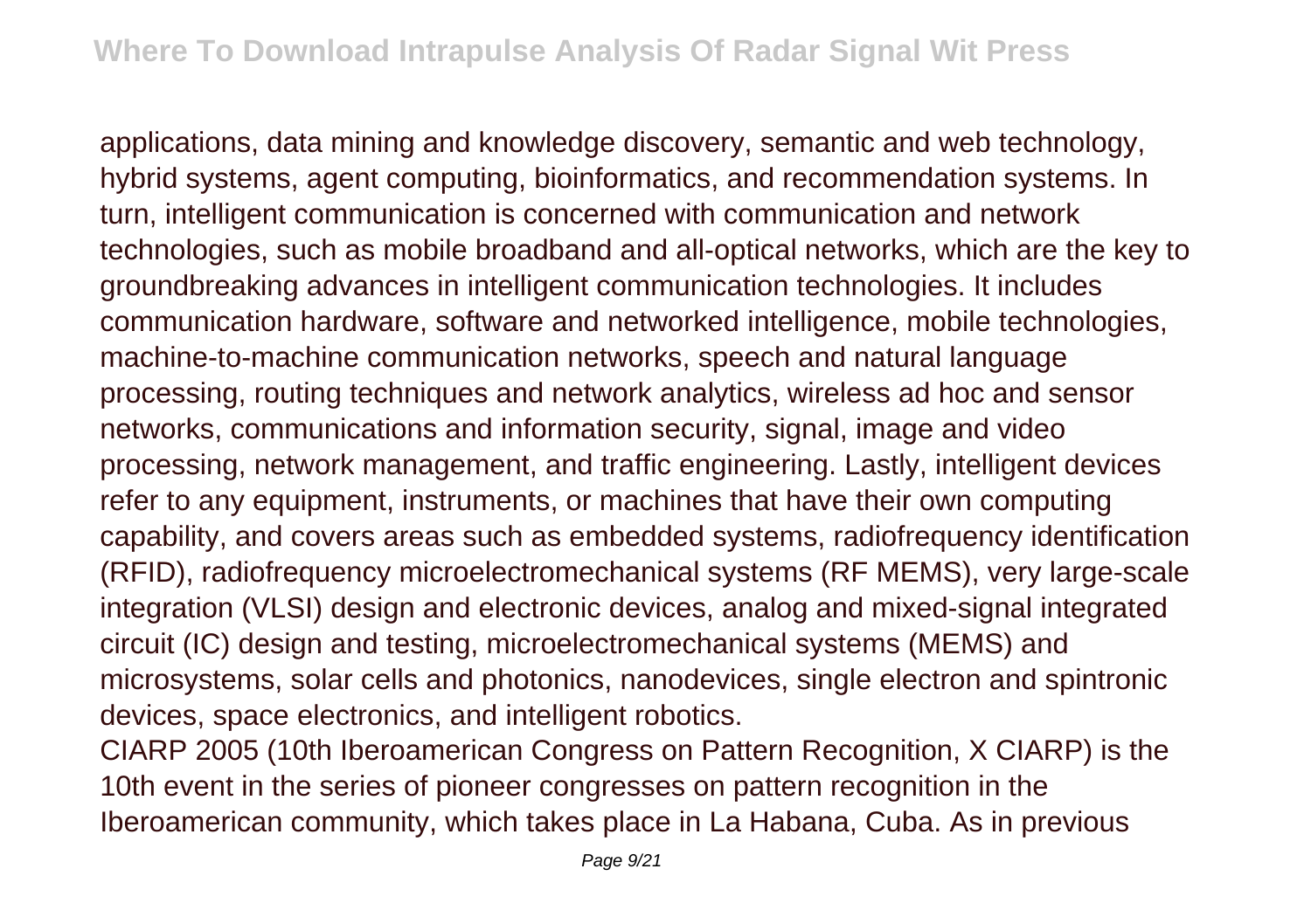applications, data mining and knowledge discovery, semantic and web technology, hybrid systems, agent computing, bioinformatics, and recommendation systems. In turn, intelligent communication is concerned with communication and network technologies, such as mobile broadband and all-optical networks, which are the key to groundbreaking advances in intelligent communication technologies. It includes communication hardware, software and networked intelligence, mobile technologies, machine-to-machine communication networks, speech and natural language processing, routing techniques and network analytics, wireless ad hoc and sensor networks, communications and information security, signal, image and video processing, network management, and traffic engineering. Lastly, intelligent devices refer to any equipment, instruments, or machines that have their own computing capability, and covers areas such as embedded systems, radiofrequency identification (RFID), radiofrequency microelectromechanical systems (RF MEMS), very large-scale integration (VLSI) design and electronic devices, analog and mixed-signal integrated circuit (IC) design and testing, microelectromechanical systems (MEMS) and microsystems, solar cells and photonics, nanodevices, single electron and spintronic devices, space electronics, and intelligent robotics.

CIARP 2005 (10th Iberoamerican Congress on Pattern Recognition, X CIARP) is the 10th event in the series of pioneer congresses on pattern recognition in the Iberoamerican community, which takes place in La Habana, Cuba. As in previous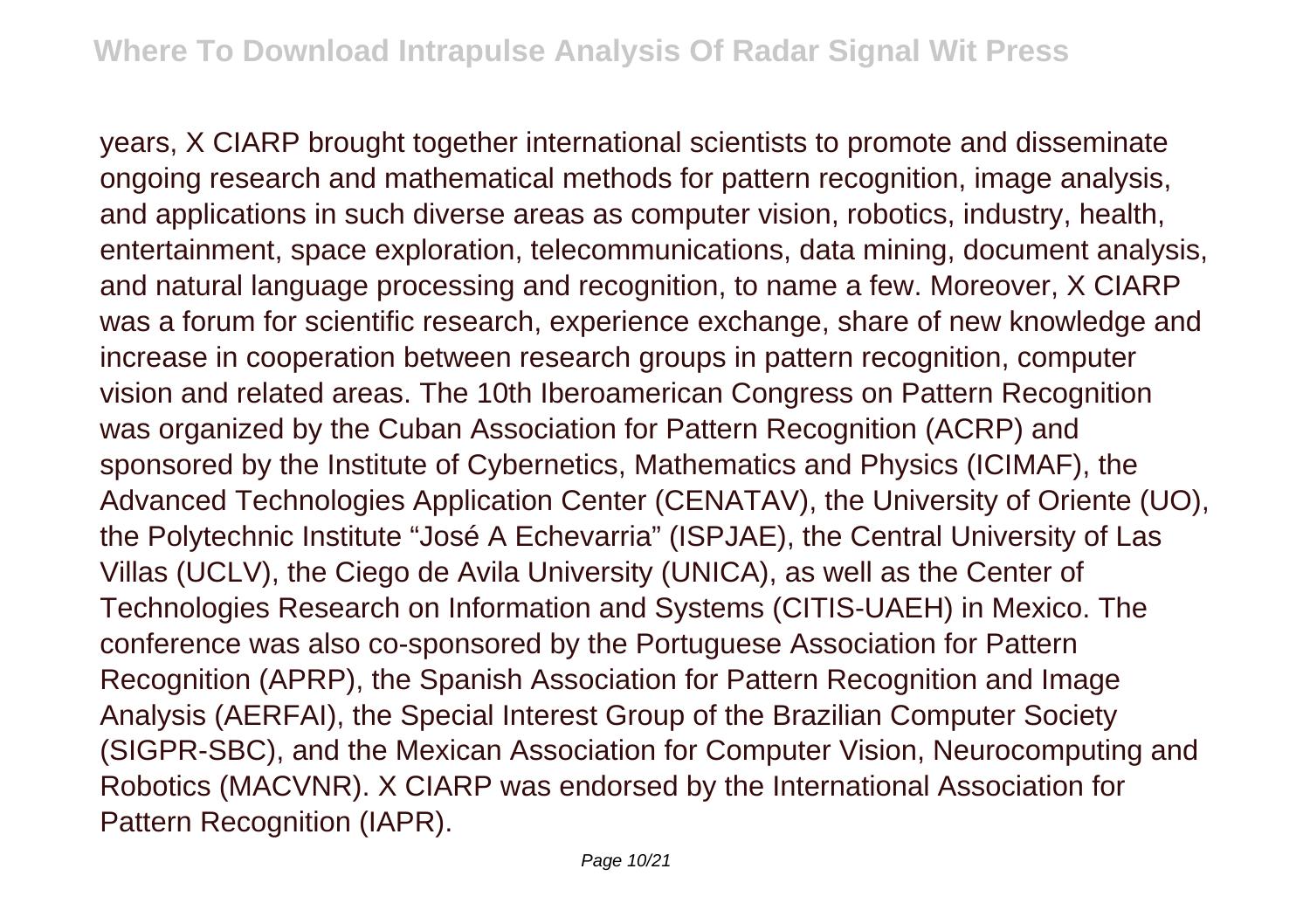years, X CIARP brought together international scientists to promote and disseminate ongoing research and mathematical methods for pattern recognition, image analysis, and applications in such diverse areas as computer vision, robotics, industry, health, entertainment, space exploration, telecommunications, data mining, document analysis, and natural language processing and recognition, to name a few. Moreover, X CIARP was a forum for scientific research, experience exchange, share of new knowledge and increase in cooperation between research groups in pattern recognition, computer vision and related areas. The 10th Iberoamerican Congress on Pattern Recognition was organized by the Cuban Association for Pattern Recognition (ACRP) and sponsored by the Institute of Cybernetics, Mathematics and Physics (ICIMAF), the Advanced Technologies Application Center (CENATAV), the University of Oriente (UO), the Polytechnic Institute "José A Echevarria" (ISPJAE), the Central University of Las Villas (UCLV), the Ciego de Avila University (UNICA), as well as the Center of Technologies Research on Information and Systems (CITIS-UAEH) in Mexico. The conference was also co-sponsored by the Portuguese Association for Pattern Recognition (APRP), the Spanish Association for Pattern Recognition and Image Analysis (AERFAI), the Special Interest Group of the Brazilian Computer Society (SIGPR-SBC), and the Mexican Association for Computer Vision, Neurocomputing and Robotics (MACVNR). X CIARP was endorsed by the International Association for Pattern Recognition (IAPR).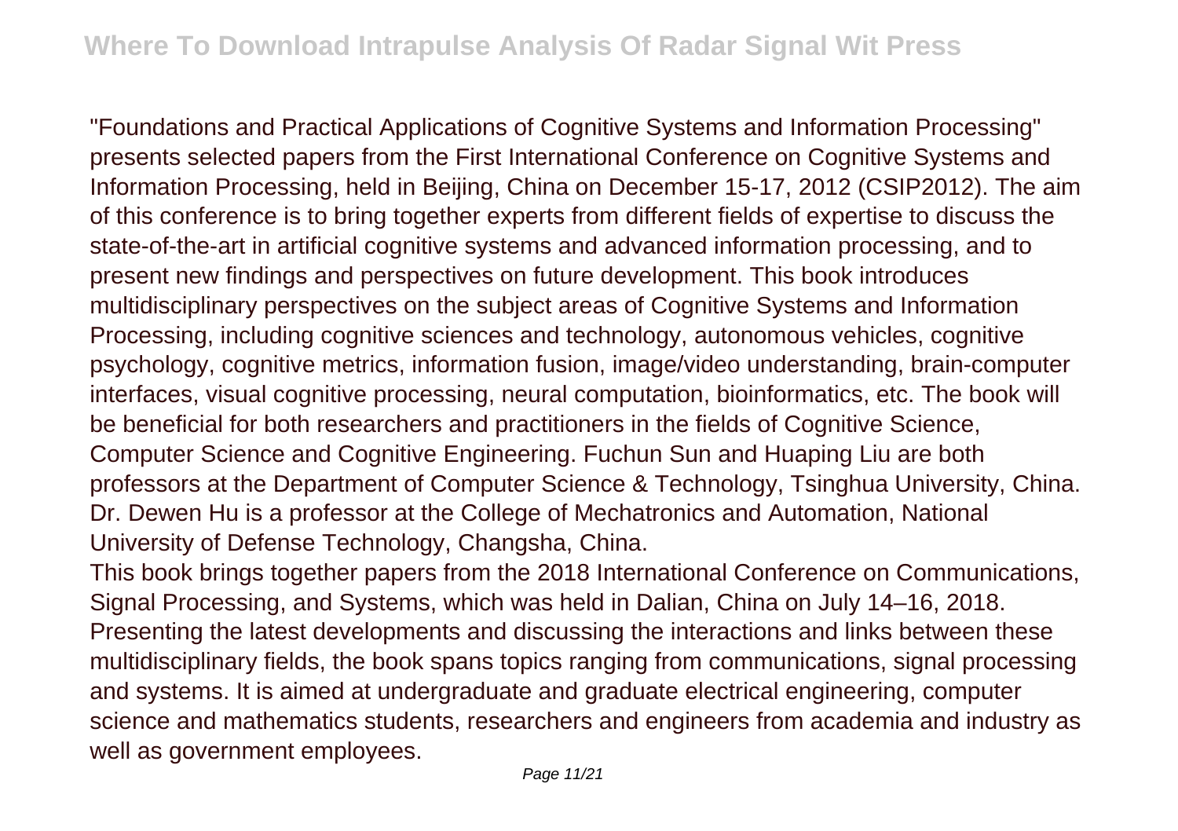"Foundations and Practical Applications of Cognitive Systems and Information Processing" presents selected papers from the First International Conference on Cognitive Systems and Information Processing, held in Beijing, China on December 15-17, 2012 (CSIP2012). The aim of this conference is to bring together experts from different fields of expertise to discuss the state-of-the-art in artificial cognitive systems and advanced information processing, and to present new findings and perspectives on future development. This book introduces multidisciplinary perspectives on the subject areas of Cognitive Systems and Information Processing, including cognitive sciences and technology, autonomous vehicles, cognitive psychology, cognitive metrics, information fusion, image/video understanding, brain-computer interfaces, visual cognitive processing, neural computation, bioinformatics, etc. The book will be beneficial for both researchers and practitioners in the fields of Cognitive Science, Computer Science and Cognitive Engineering. Fuchun Sun and Huaping Liu are both professors at the Department of Computer Science & Technology, Tsinghua University, China. Dr. Dewen Hu is a professor at the College of Mechatronics and Automation, National University of Defense Technology, Changsha, China.

This book brings together papers from the 2018 International Conference on Communications, Signal Processing, and Systems, which was held in Dalian, China on July 14–16, 2018. Presenting the latest developments and discussing the interactions and links between these multidisciplinary fields, the book spans topics ranging from communications, signal processing and systems. It is aimed at undergraduate and graduate electrical engineering, computer science and mathematics students, researchers and engineers from academia and industry as well as government employees.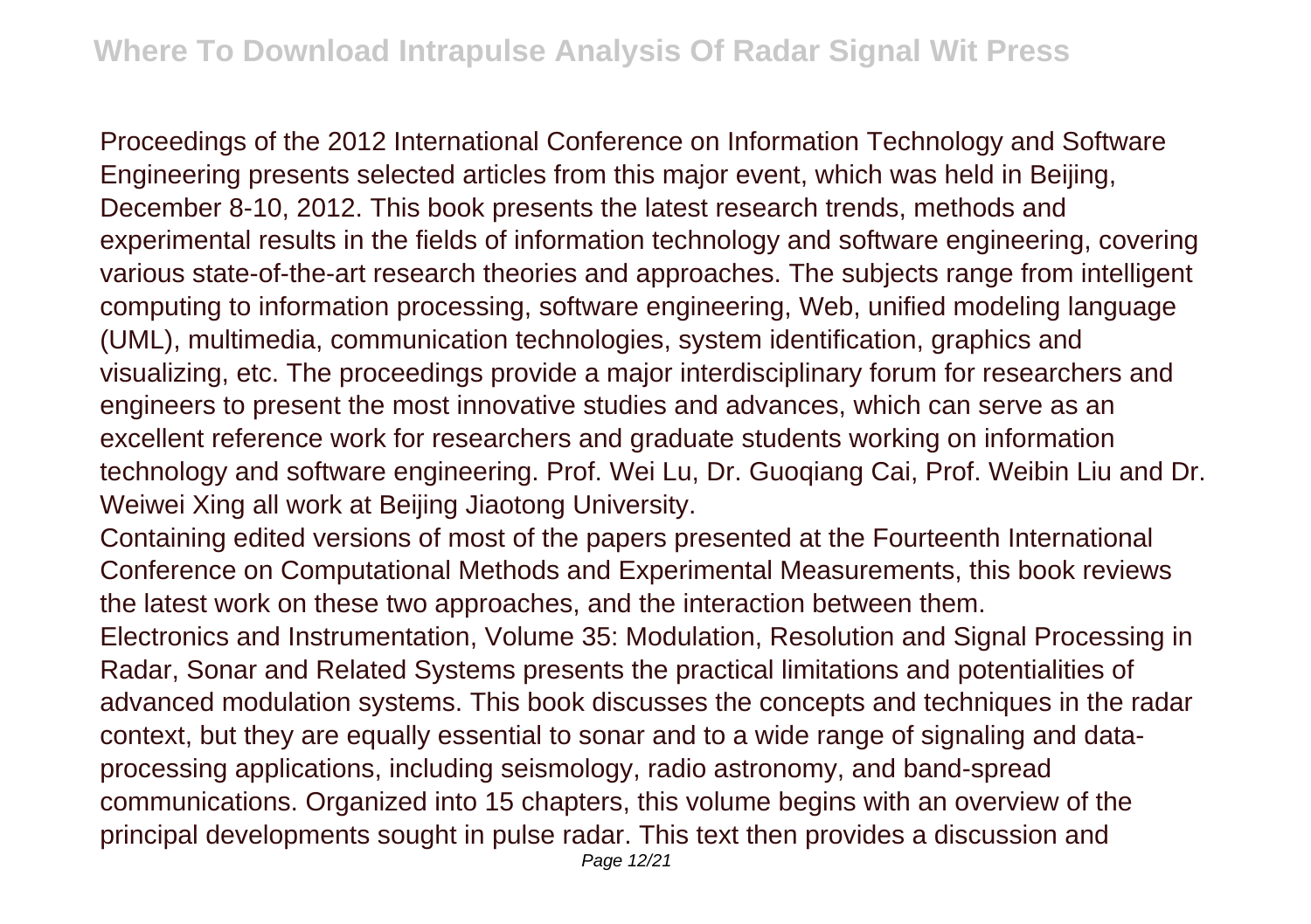Proceedings of the 2012 International Conference on Information Technology and Software Engineering presents selected articles from this major event, which was held in Beijing, December 8-10, 2012. This book presents the latest research trends, methods and experimental results in the fields of information technology and software engineering, covering various state-of-the-art research theories and approaches. The subjects range from intelligent computing to information processing, software engineering, Web, unified modeling language (UML), multimedia, communication technologies, system identification, graphics and visualizing, etc. The proceedings provide a major interdisciplinary forum for researchers and engineers to present the most innovative studies and advances, which can serve as an excellent reference work for researchers and graduate students working on information technology and software engineering. Prof. Wei Lu, Dr. Guoqiang Cai, Prof. Weibin Liu and Dr. Weiwei Xing all work at Beijing Jiaotong University.

Containing edited versions of most of the papers presented at the Fourteenth International Conference on Computational Methods and Experimental Measurements, this book reviews the latest work on these two approaches, and the interaction between them.

Electronics and Instrumentation, Volume 35: Modulation, Resolution and Signal Processing in Radar, Sonar and Related Systems presents the practical limitations and potentialities of advanced modulation systems. This book discusses the concepts and techniques in the radar context, but they are equally essential to sonar and to a wide range of signaling and data-processing applications, including seismology, radio astronomy, and band-spread communications. Organized into 15 chapters, this volume begins with an overview of the principal developments sought in pulse radar. This text then provides a discussion and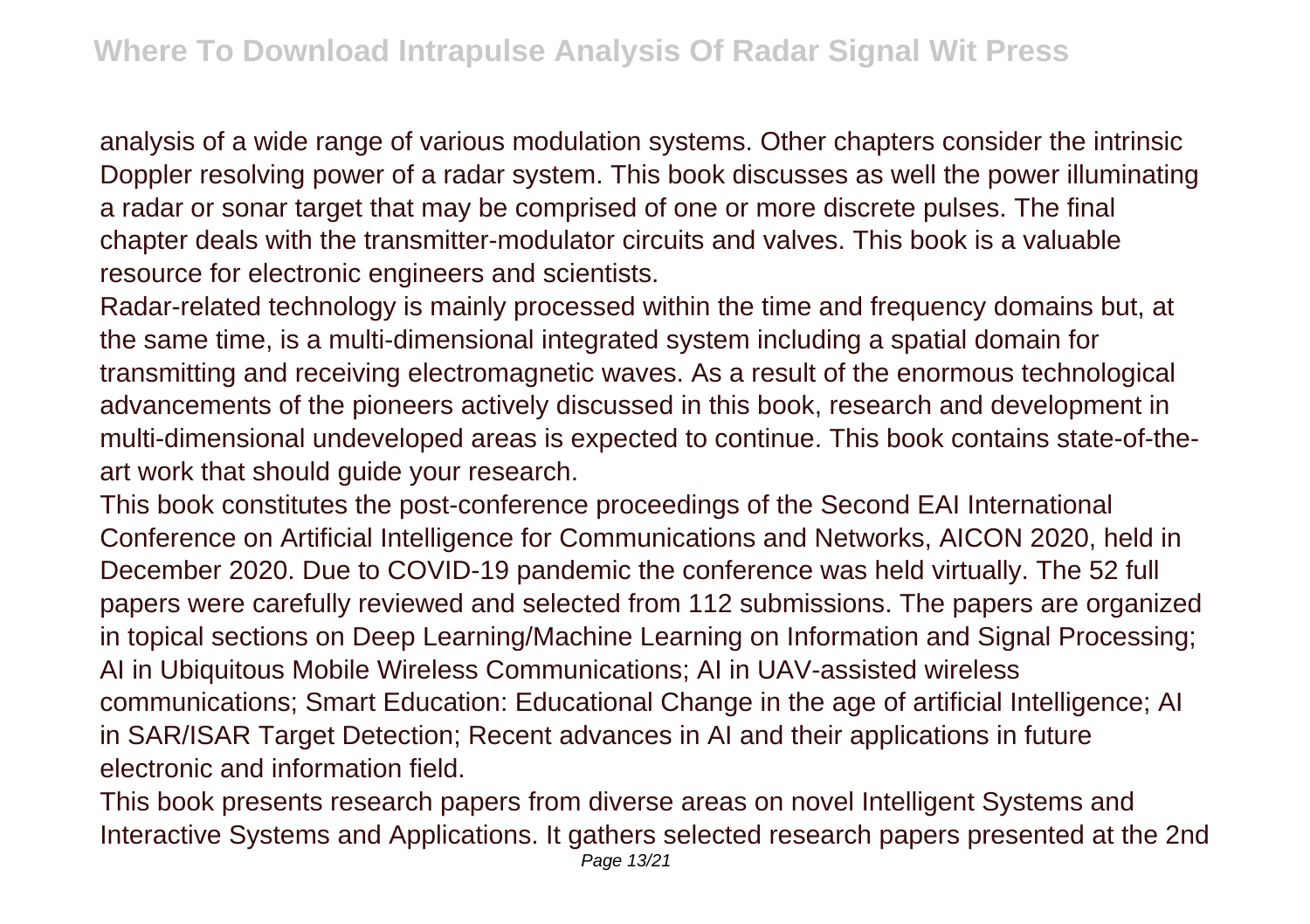analysis of a wide range of various modulation systems. Other chapters consider the intrinsic Doppler resolving power of a radar system. This book discusses as well the power illuminating a radar or sonar target that may be comprised of one or more discrete pulses. The final chapter deals with the transmitter-modulator circuits and valves. This book is a valuable resource for electronic engineers and scientists.

Radar-related technology is mainly processed within the time and frequency domains but, at the same time, is a multi-dimensional integrated system including a spatial domain for transmitting and receiving electromagnetic waves. As a result of the enormous technological advancements of the pioneers actively discussed in this book, research and development in multi-dimensional undeveloped areas is expected to continue. This book contains state-of-the-art work that should guide your research.

This book constitutes the post-conference proceedings of the Second EAI International Conference on Artificial Intelligence for Communications and Networks, AICON 2020, held in December 2020. Due to COVID-19 pandemic the conference was held virtually. The 52 full papers were carefully reviewed and selected from 112 submissions. The papers are organized in topical sections on Deep Learning/Machine Learning on Information and Signal Processing; AI in Ubiquitous Mobile Wireless Communications; AI in UAV-assisted wireless communications; Smart Education: Educational Change in the age of artificial Intelligence; AI in SAR/ISAR Target Detection; Recent advances in AI and their applications in future electronic and information field.

This book presents research papers from diverse areas on novel Intelligent Systems and Interactive Systems and Applications. It gathers selected research papers presented at the 2nd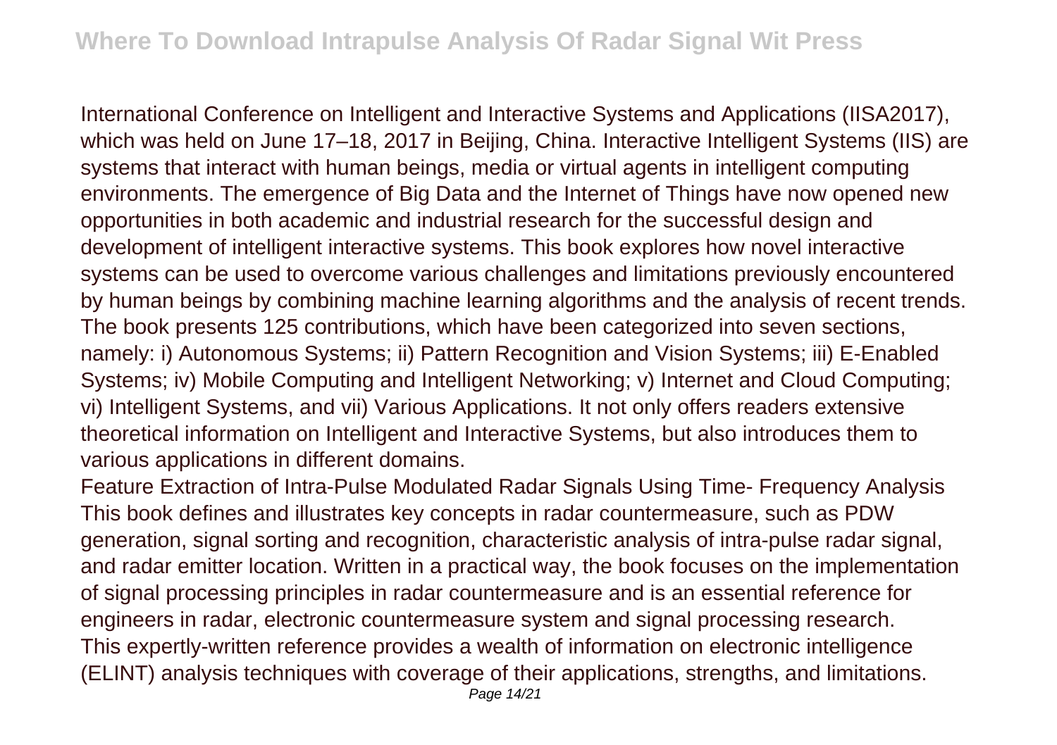International Conference on Intelligent and Interactive Systems and Applications (IISA2017), which was held on June 17–18, 2017 in Beijing, China. Interactive Intelligent Systems (IIS) are systems that interact with human beings, media or virtual agents in intelligent computing environments. The emergence of Big Data and the Internet of Things have now opened new opportunities in both academic and industrial research for the successful design and development of intelligent interactive systems. This book explores how novel interactive systems can be used to overcome various challenges and limitations previously encountered by human beings by combining machine learning algorithms and the analysis of recent trends. The book presents 125 contributions, which have been categorized into seven sections, namely: i) Autonomous Systems; ii) Pattern Recognition and Vision Systems; iii) E-Enabled Systems; iv) Mobile Computing and Intelligent Networking; v) Internet and Cloud Computing; vi) Intelligent Systems, and vii) Various Applications. It not only offers readers extensive theoretical information on Intelligent and Interactive Systems, but also introduces them to various applications in different domains.

Feature Extraction of Intra-Pulse Modulated Radar Signals Using Time- Frequency Analysis

This book defines and illustrates key concepts in radar countermeasure, such as PDW generation, signal sorting and recognition, characteristic analysis of intra-pulse radar signal, and radar emitter location. Written in a practical way, the book focuses on the implementation of signal processing principles in radar countermeasure and is an essential reference for engineers in radar, electronic countermeasure system and signal processing research.

This expertly-written reference provides a wealth of information on electronic intelligence (ELINT) analysis techniques with coverage of their applications, strengths, and limitations.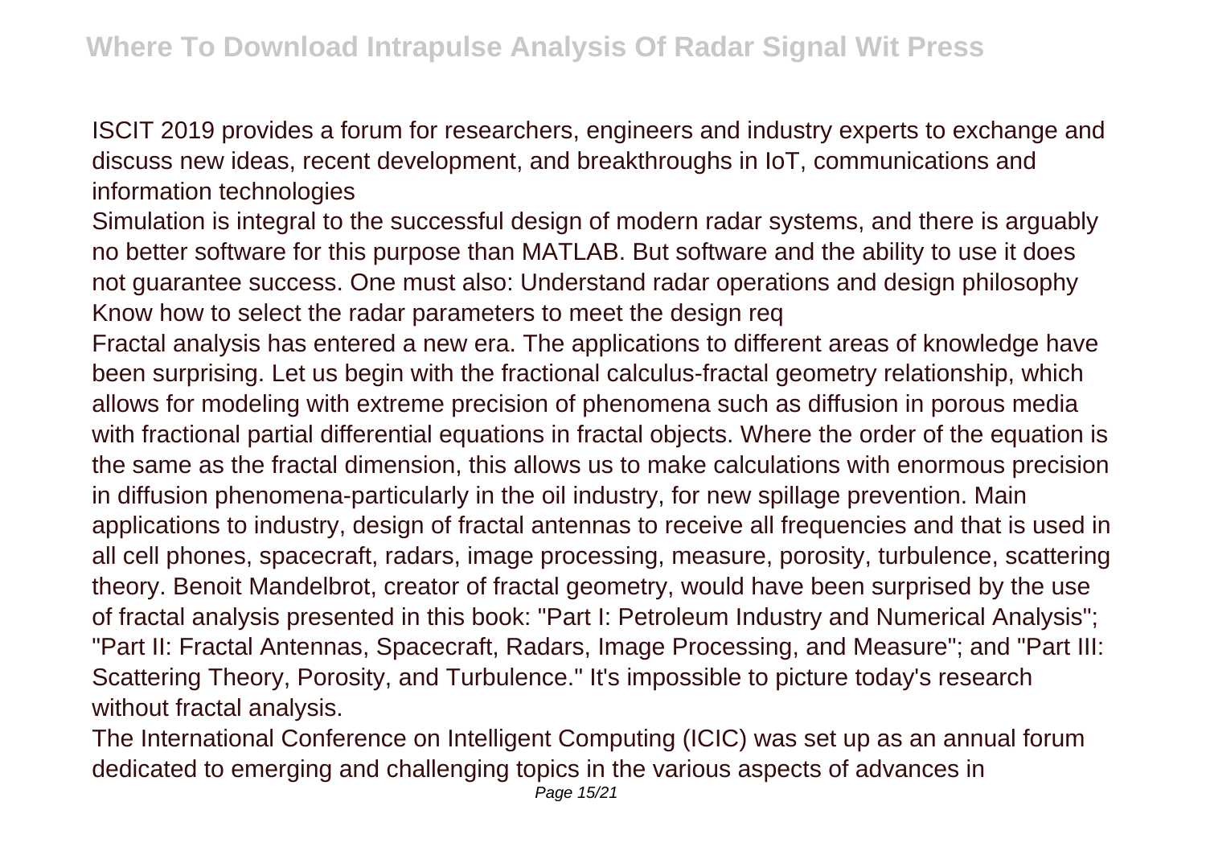ISCIT 2019 provides a forum for researchers, engineers and industry experts to exchange and discuss new ideas, recent development, and breakthroughs in IoT, communications and information technologies

Simulation is integral to the successful design of modern radar systems, and there is arguably no better software for this purpose than MATLAB. But software and the ability to use it does not guarantee success. One must also: Understand radar operations and design philosophy Know how to select the radar parameters to meet the design req

Fractal analysis has entered a new era. The applications to different areas of knowledge have been surprising. Let us begin with the fractional calculus-fractal geometry relationship, which allows for modeling with extreme precision of phenomena such as diffusion in porous media with fractional partial differential equations in fractal objects. Where the order of the equation is the same as the fractal dimension, this allows us to make calculations with enormous precision in diffusion phenomena-particularly in the oil industry, for new spillage prevention. Main applications to industry, design of fractal antennas to receive all frequencies and that is used in all cell phones, spacecraft, radars, image processing, measure, porosity, turbulence, scattering theory. Benoit Mandelbrot, creator of fractal geometry, would have been surprised by the use of fractal analysis presented in this book: "Part I: Petroleum Industry and Numerical Analysis"; "Part II: Fractal Antennas, Spacecraft, Radars, Image Processing, and Measure"; and "Part III: Scattering Theory, Porosity, and Turbulence." It's impossible to picture today's research without fractal analysis.

The International Conference on Intelligent Computing (ICIC) was set up as an annual forum dedicated to emerging and challenging topics in the various aspects of advances in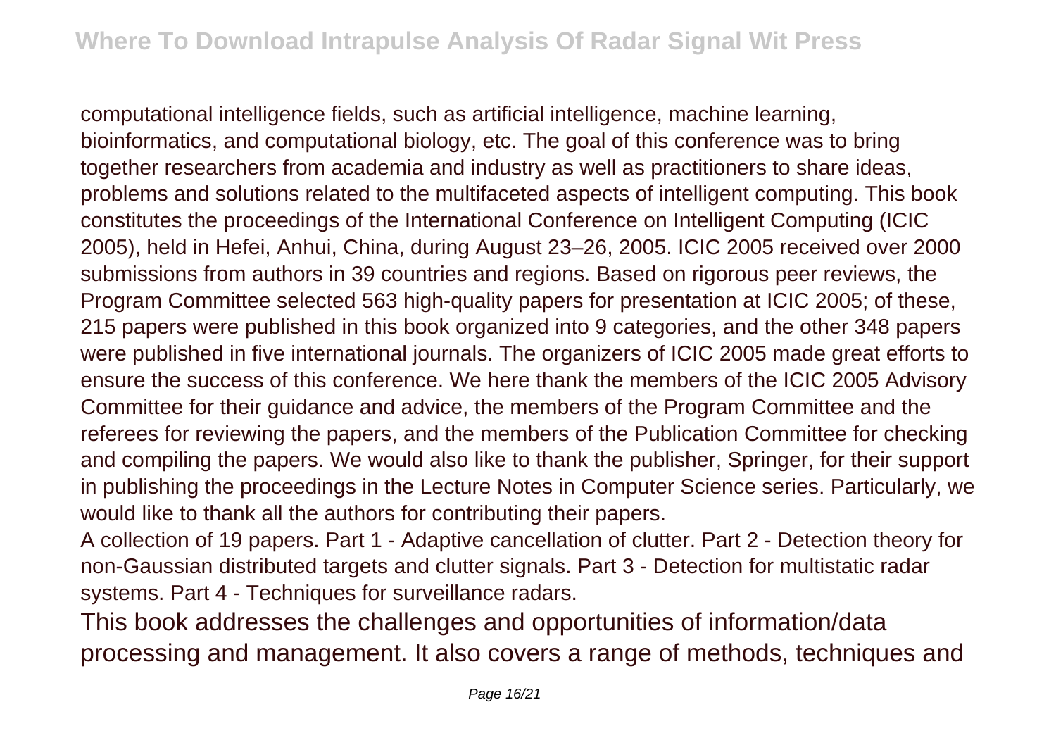computational intelligence fields, such as artificial intelligence, machine learning, bioinformatics, and computational biology, etc. The goal of this conference was to bring together researchers from academia and industry as well as practitioners to share ideas, problems and solutions related to the multifaceted aspects of intelligent computing. This book constitutes the proceedings of the International Conference on Intelligent Computing (ICIC 2005), held in Hefei, Anhui, China, during August 23–26, 2005. ICIC 2005 received over 2000 submissions from authors in 39 countries and regions. Based on rigorous peer reviews, the Program Committee selected 563 high-quality papers for presentation at ICIC 2005; of these, 215 papers were published in this book organized into 9 categories, and the other 348 papers were published in five international journals. The organizers of ICIC 2005 made great efforts to ensure the success of this conference. We here thank the members of the ICIC 2005 Advisory Committee for their guidance and advice, the members of the Program Committee and the referees for reviewing the papers, and the members of the Publication Committee for checking and compiling the papers. We would also like to thank the publisher, Springer, for their support in publishing the proceedings in the Lecture Notes in Computer Science series. Particularly, we would like to thank all the authors for contributing their papers.

A collection of 19 papers. Part 1 - Adaptive cancellation of clutter. Part 2 - Detection theory for non-Gaussian distributed targets and clutter signals. Part 3 - Detection for multistatic radar systems. Part 4 - Techniques for surveillance radars.

This book addresses the challenges and opportunities of information/data processing and management. It also covers a range of methods, techniques and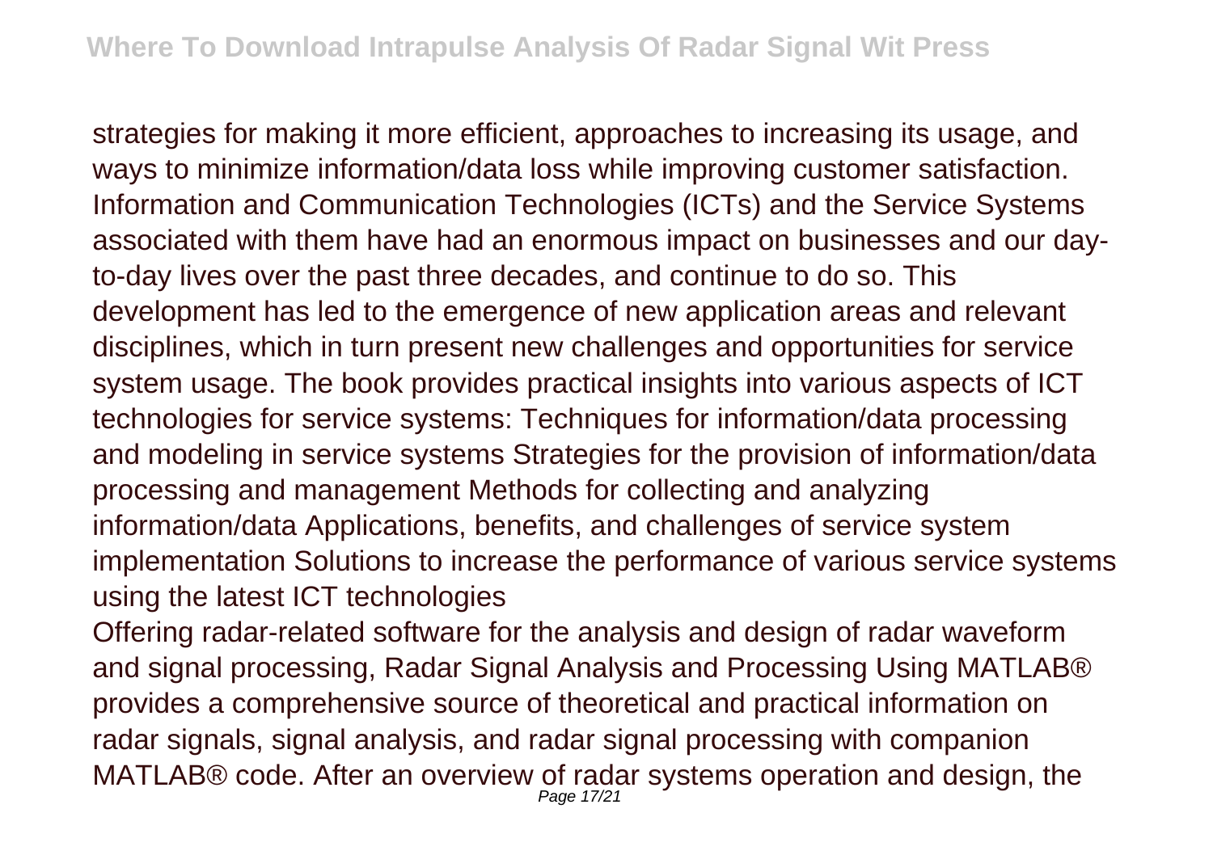strategies for making it more efficient, approaches to increasing its usage, and ways to minimize information/data loss while improving customer satisfaction. Information and Communication Technologies (ICTs) and the Service Systems associated with them have had an enormous impact on businesses and our day-to-day lives over the past three decades, and continue to do so. This development has led to the emergence of new application areas and relevant disciplines, which in turn present new challenges and opportunities for service system usage. The book provides practical insights into various aspects of ICT technologies for service systems: Techniques for information/data processing and modeling in service systems Strategies for the provision of information/data processing and management Methods for collecting and analyzing information/data Applications, benefits, and challenges of service system implementation Solutions to increase the performance of various service systems using the latest ICT technologies

Offering radar-related software for the analysis and design of radar waveform and signal processing, Radar Signal Analysis and Processing Using MATLAB® provides a comprehensive source of theoretical and practical information on radar signals, signal analysis, and radar signal processing with companion MATLAB® code. After an overview of radar systems operation and design, the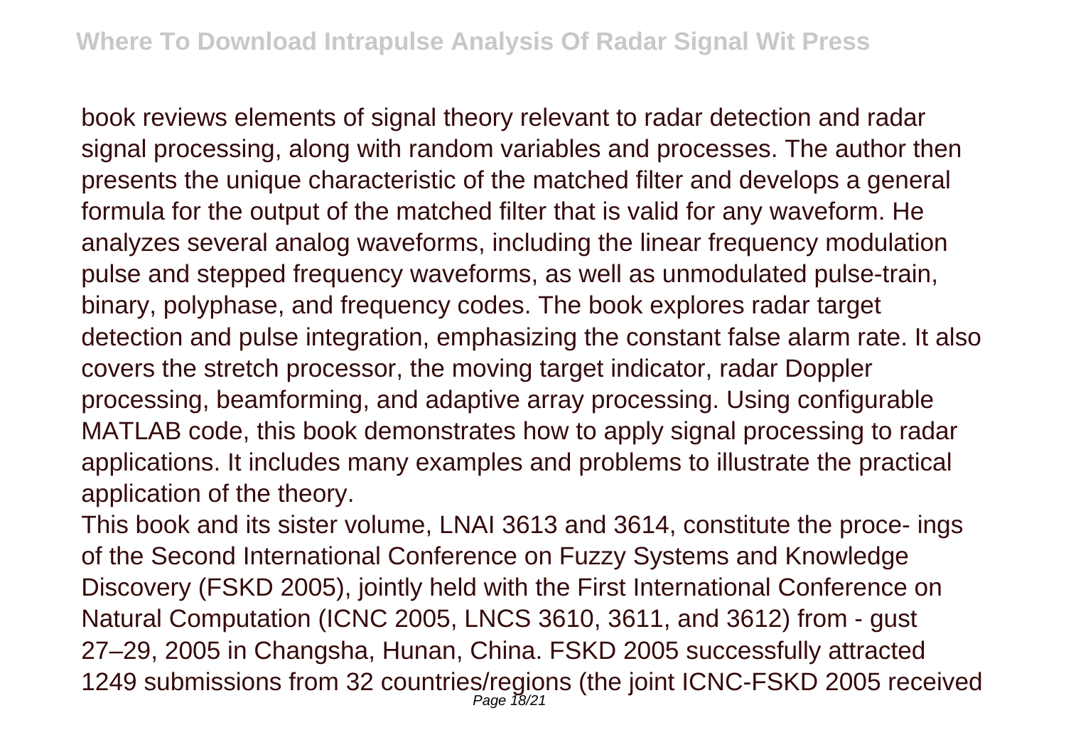book reviews elements of signal theory relevant to radar detection and radar signal processing, along with random variables and processes. The author then presents the unique characteristic of the matched filter and develops a general formula for the output of the matched filter that is valid for any waveform. He analyzes several analog waveforms, including the linear frequency modulation pulse and stepped frequency waveforms, as well as unmodulated pulse-train, binary, polyphase, and frequency codes. The book explores radar target detection and pulse integration, emphasizing the constant false alarm rate. It also covers the stretch processor, the moving target indicator, radar Doppler processing, beamforming, and adaptive array processing. Using configurable MATLAB code, this book demonstrates how to apply signal processing to radar applications. It includes many examples and problems to illustrate the practical application of the theory.

This book and its sister volume, LNAI 3613 and 3614, constitute the proce- ings of the Second International Conference on Fuzzy Systems and Knowledge Discovery (FSKD 2005), jointly held with the First International Conference on Natural Computation (ICNC 2005, LNCS 3610, 3611, and 3612) from - gust 27–29, 2005 in Changsha, Hunan, China. FSKD 2005 successfully attracted 1249 submissions from 32 countries/regions (the joint ICNC-FSKD 2005 received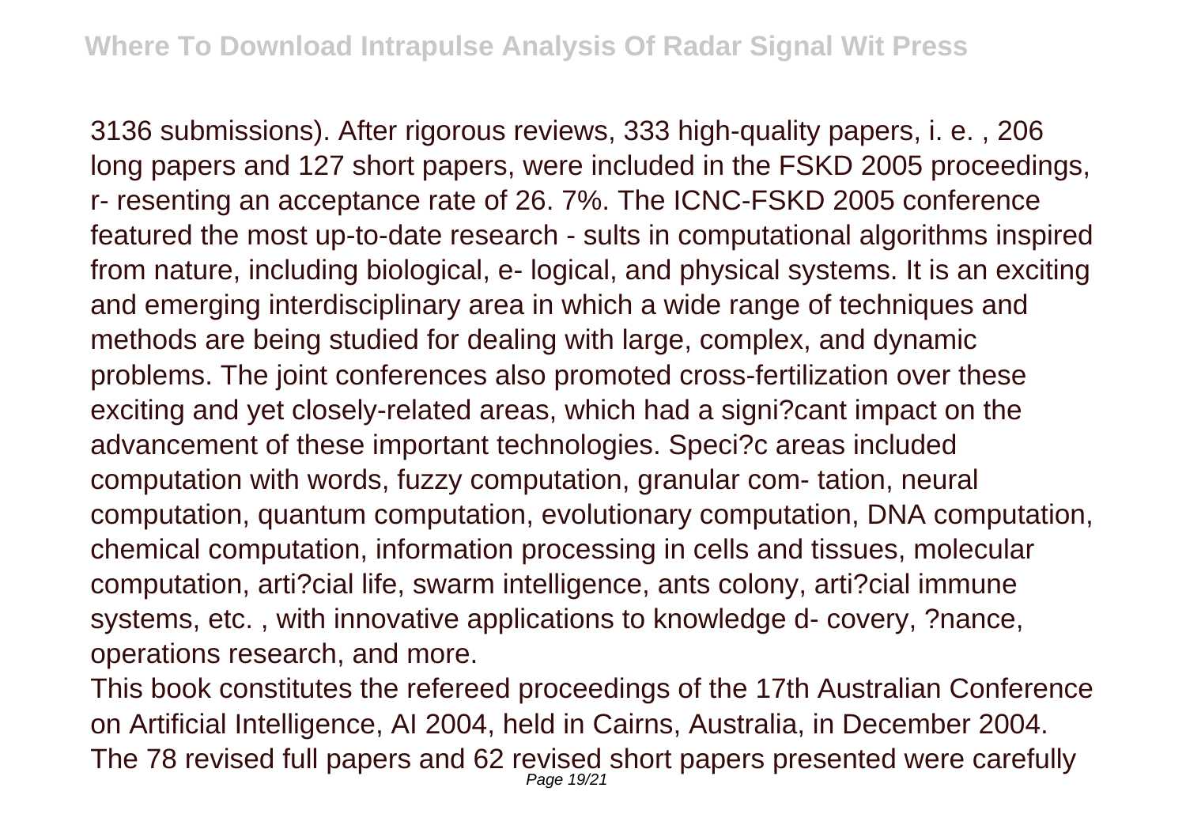3136 submissions). After rigorous reviews, 333 high-quality papers, i. e. , 206 long papers and 127 short papers, were included in the FSKD 2005 proceedings, r- resenting an acceptance rate of 26. 7%. The ICNC-FSKD 2005 conference featured the most up-to-date research - sults in computational algorithms inspired from nature, including biological, e- logical, and physical systems. It is an exciting and emerging interdisciplinary area in which a wide range of techniques and methods are being studied for dealing with large, complex, and dynamic problems. The joint conferences also promoted cross-fertilization over these exciting and yet closely-related areas, which had a signi?cant impact on the advancement of these important technologies. Speci?c areas included computation with words, fuzzy computation, granular com- tation, neural computation, quantum computation, evolutionary computation, DNA computation, chemical computation, information processing in cells and tissues, molecular computation, arti?cial life, swarm intelligence, ants colony, arti?cial immune systems, etc. , with innovative applications to knowledge d- covery, ?nance, operations research, and more.

This book constitutes the refereed proceedings of the 17th Australian Conference on Artificial Intelligence, AI 2004, held in Cairns, Australia, in December 2004. The 78 revised full papers and 62 revised short papers presented were carefully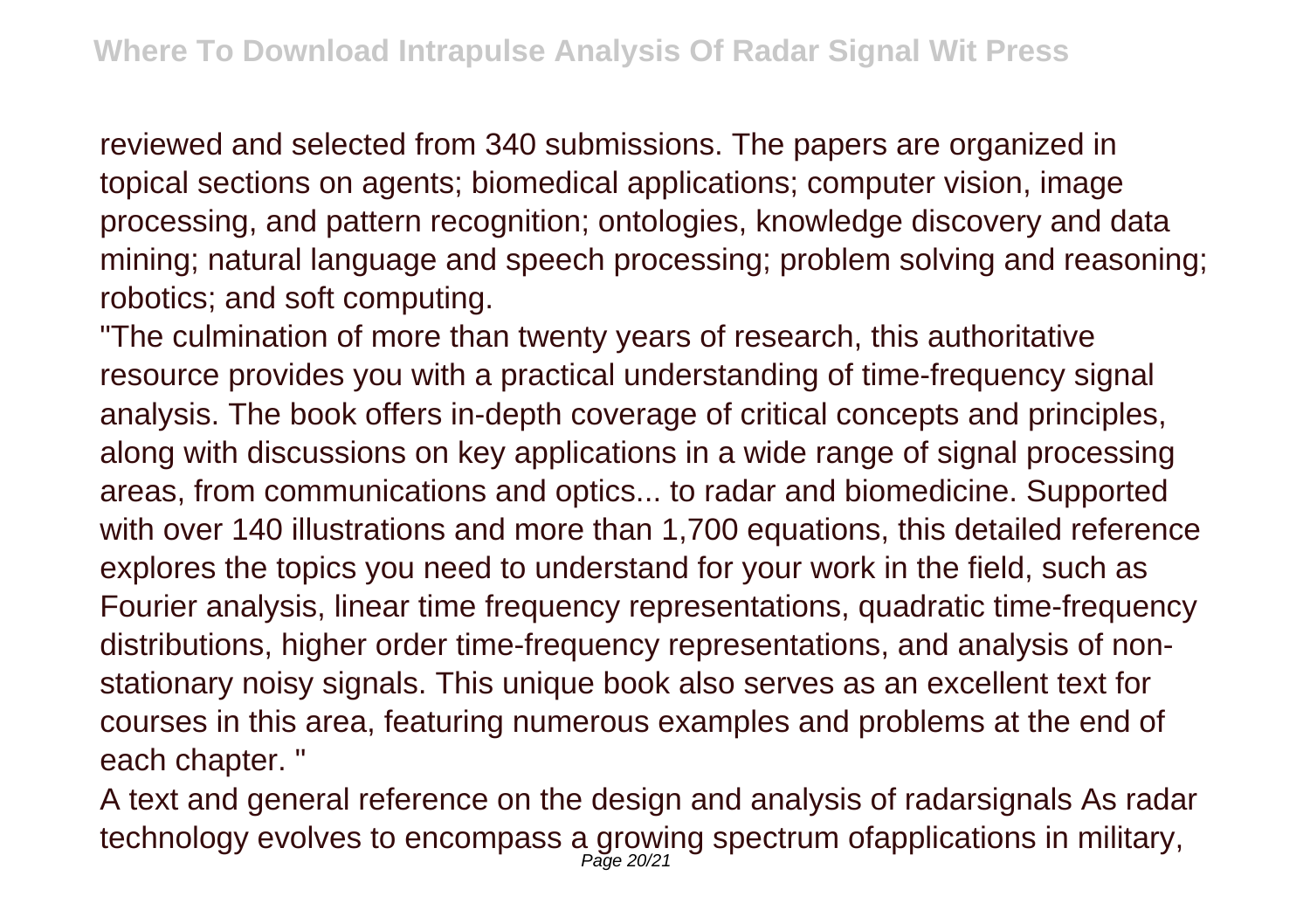reviewed and selected from 340 submissions. The papers are organized in topical sections on agents; biomedical applications; computer vision, image processing, and pattern recognition; ontologies, knowledge discovery and data mining; natural language and speech processing; problem solving and reasoning; robotics; and soft computing.

"The culmination of more than twenty years of research, this authoritative resource provides you with a practical understanding of time-frequency signal analysis. The book offers in-depth coverage of critical concepts and principles, along with discussions on key applications in a wide range of signal processing areas, from communications and optics... to radar and biomedicine. Supported with over 140 illustrations and more than 1,700 equations, this detailed reference explores the topics you need to understand for your work in the field, such as Fourier analysis, linear time frequency representations, quadratic time-frequency distributions, higher order time-frequency representations, and analysis of non-stationary noisy signals. This unique book also serves as an excellent text for courses in this area, featuring numerous examples and problems at the end of each chapter. "

A text and general reference on the design and analysis of radarsignals As radar technology evolves to encompass a growing spectrum ofapplications in military,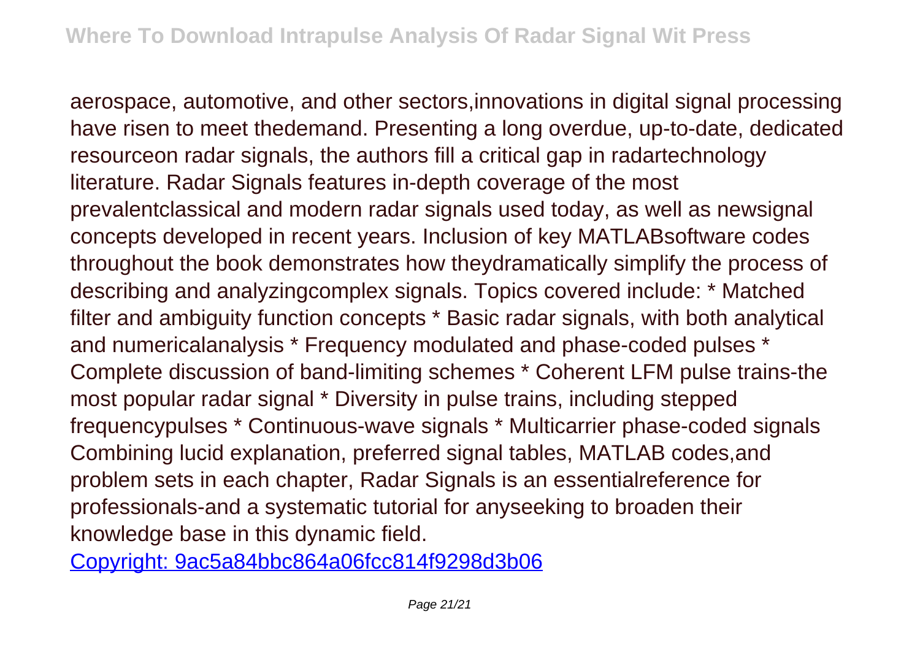aerospace, automotive, and other sectors,innovations in digital signal processing have risen to meet thedemand. Presenting a long overdue, up-to-date, dedicated resourceon radar signals, the authors fill a critical gap in radartechnology literature. Radar Signals features in-depth coverage of the most prevalentclassical and modern radar signals used today, as well as newsignal concepts developed in recent years. Inclusion of key MATLABsoftware codes throughout the book demonstrates how theydramatically simplify the process of describing and analyzingcomplex signals. Topics covered include: * Matched filter and ambiguity function concepts * Basic radar signals, with both analytical and numericalanalysis * Frequency modulated and phase-coded pulses * Complete discussion of band-limiting schemes * Coherent LFM pulse trains-the most popular radar signal * Diversity in pulse trains, including stepped frequencypulses * Continuous-wave signals * Multicarrier phase-coded signals Combining lucid explanation, preferred signal tables, MATLAB codes,and problem sets in each chapter, Radar Signals is an essentialreference for professionals-and a systematic tutorial for anyseeking to broaden their knowledge base in this dynamic field.

Copyright: 9ac5a84bbc864a06fcc814f9298d3b06